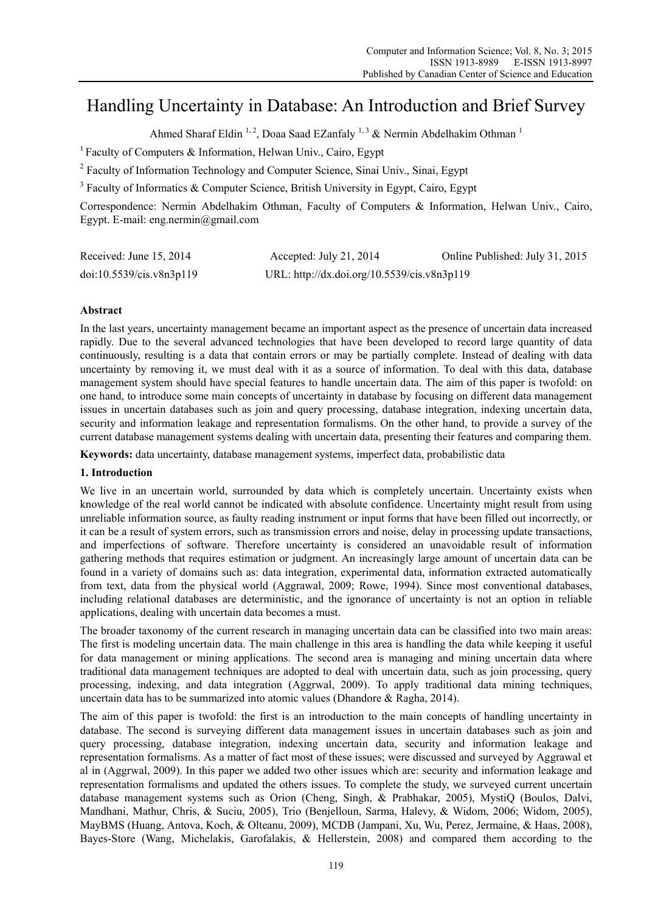# Handling Uncertainty in Database: An Introduction and Brief Survey

Ahmed Sharaf Eldin [1, 2], Doaa Saad EZanfaly [1, 3] & Nermin Abdelhakim Othman [1]

[1] Faculty of Computers & Information, Helwan Univ., Cairo, Egypt

[2] Faculty of Information Technology and Computer Science, Sinai Univ., Sinai, Egypt

[3] Faculty of Informatics & Computer Science, British University in Egypt, Cairo, Egypt

Correspondence: Nermin Abdelhakim Othman, Faculty of Computers & Information, Helwan Univ., Cairo, Egypt. E-mail: eng.nermin@gmail.com

Received: June 15, 2014 Accepted: July 21, 2014 Online Published: July 31, 2015

doi:10.5539/cis.v8n3p119 URL: http://dx.doi.org/10.5539/cis.v8n3p119

## Abstract

In the last years, uncertainty management became an important aspect as the presence of uncertain data increased rapidly. Due to the several advanced technologies that have been developed to record large quantity of data continuously, resulting is a data that contain errors or may be partially complete. Instead of dealing with data uncertainty by removing it, we must deal with it as a source of information. To deal with this data, database management system should have special features to handle uncertain data. The aim of this paper is twofold: on one hand, to introduce some main concepts of uncertainty in database by focusing on different data management issues in uncertain databases such as join and query processing, database integration, indexing uncertain data, security and information leakage and representation formalisms. On the other hand, to provide a survey of the current database management systems dealing with uncertain data, presenting their features and comparing them.

**Keywords:** data uncertainty, database management systems, imperfect data, probabilistic data

## 1. Introduction

We live in an uncertain world, surrounded by data which is completely uncertain. Uncertainty exists when knowledge of the real world cannot be indicated with absolute confidence. Uncertainty might result from using unreliable information source, as faulty reading instrument or input forms that have been filled out incorrectly, or it can be a result of system errors, such as transmission errors and noise, delay in processing update transactions, and imperfections of software. Therefore uncertainty is considered an unavoidable result of information gathering methods that requires estimation or judgment. An increasingly large amount of uncertain data can be found in a variety of domains such as: data integration, experimental data, information extracted automatically from text, data from the physical world (Aggrawal, 2009; Rowe, 1994). Since most conventional databases, including relational databases are deterministic, and the ignorance of uncertainty is not an option in reliable applications, dealing with uncertain data becomes a must.

The broader taxonomy of the current research in managing uncertain data can be classified into two main areas: The first is modeling uncertain data. The main challenge in this area is handling the data while keeping it useful for data management or mining applications. The second area is managing and mining uncertain data where traditional data management techniques are adopted to deal with uncertain data, such as join processing, query processing, indexing, and data integration (Aggrwal, 2009). To apply traditional data mining techniques, uncertain data has to be summarized into atomic values (Dhandore & Ragha, 2014).

The aim of this paper is twofold: the first is an introduction to the main concepts of handling uncertainty in database. The second is surveying different data management issues in uncertain databases such as join and query processing, database integration, indexing uncertain data, security and information leakage and representation formalisms. As a matter of fact most of these issues; were discussed and surveyed by Aggrawal et al in (Aggrwal, 2009). In this paper we added two other issues which are: security and information leakage and representation formalisms and updated the others issues. To complete the study, we surveyed current uncertain database management systems such as Orion (Cheng, Singh, & Prabhakar, 2005), MystiQ (Boulos, Dalvi, Mandhani, Mathur, Chris, & Suciu, 2005), Trio (Benjelloun, Sarma, Halevy, & Widom, 2006; Widom, 2005), MayBMS (Huang, Antova, Koch, & Olteanu, 2009), MCDB (Jampani, Xu, Wu, Perez, Jermaine, & Haas, 2008), Bayes-Store (Wang, Michelakis, Garofalakis, & Hellerstein, 2008) and compared them according to the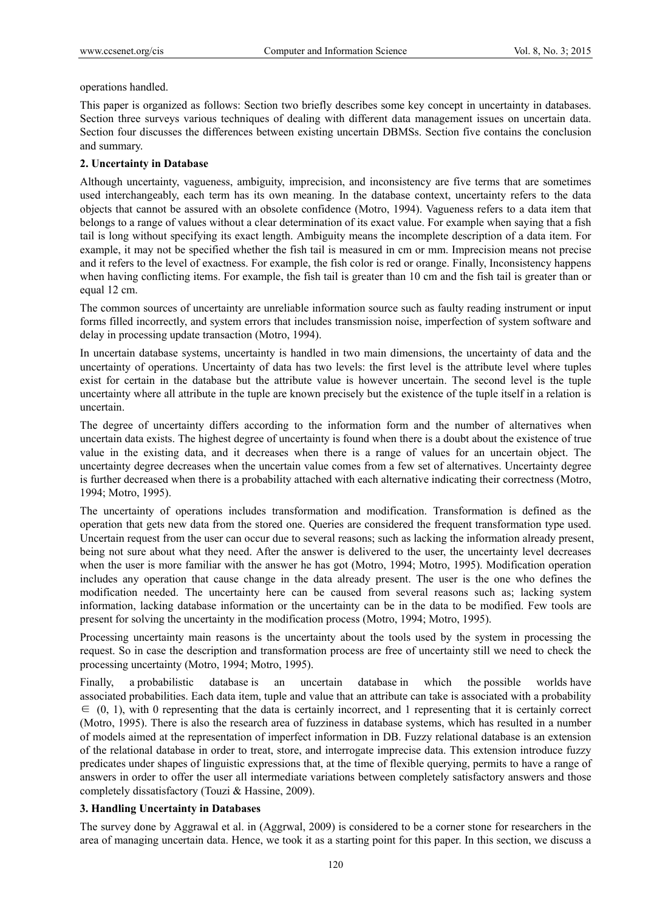operations handled.

This paper is organized as follows: Section two briefly describes some key concept in uncertainty in databases. Section three surveys various techniques of dealing with different data management issues on uncertain data. Section four discusses the differences between existing uncertain DBMSs. Section five contains the conclusion and summary.

**2. Uncertainty in Database**

Although uncertainty, vagueness, ambiguity, imprecision, and inconsistency are five terms that are sometimes used interchangeably, each term has its own meaning. In the database context, uncertainty refers to the data objects that cannot be assured with an obsolete confidence (Motro, 1994). Vagueness refers to a data item that belongs to a range of values without a clear determination of its exact value. For example when saying that a fish tail is long without specifying its exact length. Ambiguity means the incomplete description of a data item. For example, it may not be specified whether the fish tail is measured in cm or mm. Imprecision means not precise and it refers to the level of exactness. For example, the fish color is red or orange. Finally, Inconsistency happens when having conflicting items. For example, the fish tail is greater than 10 cm and the fish tail is greater than or equal 12 cm.

The common sources of uncertainty are unreliable information source such as faulty reading instrument or input forms filled incorrectly, and system errors that includes transmission noise, imperfection of system software and delay in processing update transaction (Motro, 1994).

In uncertain database systems, uncertainty is handled in two main dimensions, the uncertainty of data and the uncertainty of operations. Uncertainty of data has two levels: the first level is the attribute level where tuples exist for certain in the database but the attribute value is however uncertain. The second level is the tuple uncertainty where all attribute in the tuple are known precisely but the existence of the tuple itself in a relation is uncertain.

The degree of uncertainty differs according to the information form and the number of alternatives when uncertain data exists. The highest degree of uncertainty is found when there is a doubt about the existence of true value in the existing data, and it decreases when there is a range of values for an uncertain object. The uncertainty degree decreases when the uncertain value comes from a few set of alternatives. Uncertainty degree is further decreased when there is a probability attached with each alternative indicating their correctness (Motro, 1994; Motro, 1995).

The uncertainty of operations includes transformation and modification. Transformation is defined as the operation that gets new data from the stored one. Queries are considered the frequent transformation type used. Uncertain request from the user can occur due to several reasons; such as lacking the information already present, being not sure about what they need. After the answer is delivered to the user, the uncertainty level decreases when the user is more familiar with the answer he has got (Motro, 1994; Motro, 1995). Modification operation includes any operation that cause change in the data already present. The user is the one who defines the modification needed. The uncertainty here can be caused from several reasons such as; lacking system information, lacking database information or the uncertainty can be in the data to be modified. Few tools are present for solving the uncertainty in the modification process (Motro, 1994; Motro, 1995).

Processing uncertainty main reasons is the uncertainty about the tools used by the system in processing the request. So in case the description and transformation process are free of uncertainty still we need to check the processing uncertainty (Motro, 1994; Motro, 1995).

Finally, a probabilistic database is an uncertain database in which the possible worlds have associated probabilities. Each data item, tuple and value that an attribute can take is associated with a probability $\in (0, 1)$, with 0 representing that the data is certainly incorrect, and 1 representing that it is certainly correct (Motro, 1995). There is also the research area of fuzziness in database systems, which has resulted in a number of models aimed at the representation of imperfect information in DB. Fuzzy relational database is an extension of the relational database in order to treat, store, and interrogate imprecise data. This extension introduce fuzzy predicates under shapes of linguistic expressions that, at the time of flexible querying, permits to have a range of answers in order to offer the user all intermediate variations between completely satisfactory answers and those completely dissatisfactory (Touzi & Hassine, 2009).

**3. Handling Uncertainty in Databases**

The survey done by Aggrawal et al. in (Aggrwal, 2009) is considered to be a corner stone for researchers in the area of managing uncertain data. Hence, we took it as a starting point for this paper. In this section, we discuss a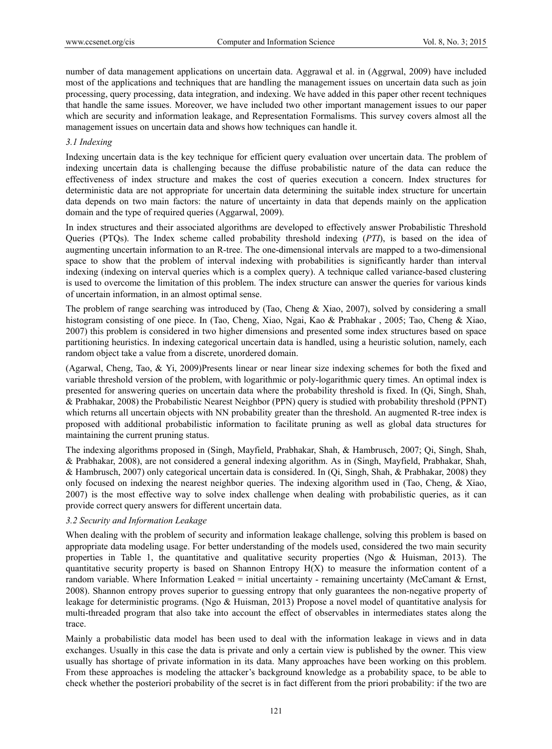number of data management applications on uncertain data. Aggrawal et al. in (Aggrwal, 2009) have included most of the applications and techniques that are handling the management issues on uncertain data such as join processing, query processing, data integration, and indexing. We have added in this paper other recent techniques that handle the same issues. Moreover, we have included two other important management issues to our paper which are security and information leakage, and Representation Formalisms. This survey covers almost all the management issues on uncertain data and shows how techniques can handle it.

### *3.1 Indexing*

Indexing uncertain data is the key technique for efficient query evaluation over uncertain data. The problem of indexing uncertain data is challenging because the diffuse probabilistic nature of the data can reduce the effectiveness of index structure and makes the cost of queries execution a concern. Index structures for deterministic data are not appropriate for uncertain data determining the suitable index structure for uncertain data depends on two main factors: the nature of uncertainty in data that depends mainly on the application domain and the type of required queries (Aggarwal, 2009).

In index structures and their associated algorithms are developed to effectively answer Probabilistic Threshold Queries (PTQs). The Index scheme called probability threshold indexing (*PTI*), is based on the idea of augmenting uncertain information to an R-tree. The one-dimensional intervals are mapped to a two-dimensional space to show that the problem of interval indexing with probabilities is significantly harder than interval indexing (indexing on interval queries which is a complex query). A technique called variance-based clustering is used to overcome the limitation of this problem. The index structure can answer the queries for various kinds of uncertain information, in an almost optimal sense.

The problem of range searching was introduced by (Tao, Cheng & Xiao, 2007), solved by considering a small histogram consisting of one piece. In (Tao, Cheng, Xiao, Ngai, Kao & Prabhakar , 2005; Tao, Cheng & Xiao, 2007) this problem is considered in two higher dimensions and presented some index structures based on space partitioning heuristics. In indexing categorical uncertain data is handled, using a heuristic solution, namely, each random object take a value from a discrete, unordered domain.

(Agarwal, Cheng, Tao, & Yi, 2009)Presents linear or near linear size indexing schemes for both the fixed and variable threshold version of the problem, with logarithmic or poly-logarithmic query times. An optimal index is presented for answering queries on uncertain data where the probability threshold is fixed. In (Qi, Singh, Shah, & Prabhakar, 2008) the Probabilistic Nearest Neighbor (PPN) query is studied with probability threshold (PPNT) which returns all uncertain objects with NN probability greater than the threshold. An augmented R-tree index is proposed with additional probabilistic information to facilitate pruning as well as global data structures for maintaining the current pruning status.

The indexing algorithms proposed in (Singh, Mayfield, Prabhakar, Shah, & Hambrusch, 2007; Qi, Singh, Shah, & Prabhakar, 2008), are not considered a general indexing algorithm. As in (Singh, Mayfield, Prabhakar, Shah, & Hambrusch, 2007) only categorical uncertain data is considered. In (Qi, Singh, Shah, & Prabhakar, 2008) they only focused on indexing the nearest neighbor queries. The indexing algorithm used in (Tao, Cheng, & Xiao, 2007) is the most effective way to solve index challenge when dealing with probabilistic queries, as it can provide correct query answers for different uncertain data.

### *3.2 Security and Information Leakage*

When dealing with the problem of security and information leakage challenge, solving this problem is based on appropriate data modeling usage. For better understanding of the models used, considered the two main security properties in Table 1, the quantitative and qualitative security properties (Ngo & Huisman, 2013). The quantitative security property is based on Shannon Entropy $H(X)$ to measure the information content of a random variable. Where Information Leaked = initial uncertainty - remaining uncertainty (McCamant & Ernst, 2008). Shannon entropy proves superior to guessing entropy that only guarantees the non-negative property of leakage for deterministic programs. (Ngo & Huisman, 2013) Propose a novel model of quantitative analysis for multi-threaded program that also take into account the effect of observables in intermediates states along the trace.

Mainly a probabilistic data model has been used to deal with the information leakage in views and in data exchanges. Usually in this case the data is private and only a certain view is published by the owner. This view usually has shortage of private information in its data. Many approaches have been working on this problem. From these approaches is modeling the attacker's background knowledge as a probability space, to be able to check whether the posteriori probability of the secret is in fact different from the priori probability: if the two are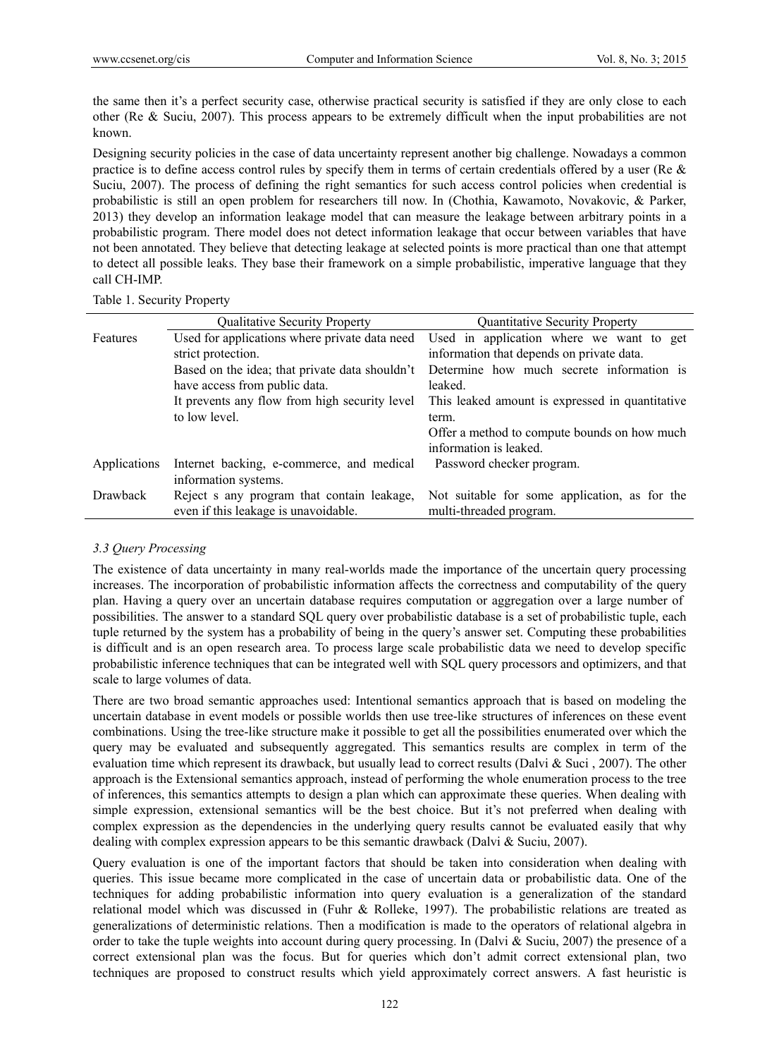the same then it's a perfect security case, otherwise practical security is satisfied if they are only close to each other (Re & Suciu, 2007). This process appears to be extremely difficult when the input probabilities are not known.

Designing security policies in the case of data uncertainty represent another big challenge. Nowadays a common practice is to define access control rules by specify them in terms of certain credentials offered by a user (Re & Suciu, 2007). The process of defining the right semantics for such access control policies when credential is probabilistic is still an open problem for researchers till now. In (Chothia, Kawamoto, Novakovic, & Parker, 2013) they develop an information leakage model that can measure the leakage between arbitrary points in a probabilistic program. There model does not detect information leakage that occur between variables that have not been annotated. They believe that detecting leakage at selected points is more practical than one that attempt to detect all possible leaks. They base their framework on a simple probabilistic, imperative language that they call CH-IMP.

Table 1. Security Property

| | Qualitative Security Property | Quantitative Security Property |
|---|---|---|
| Features | Used for applications where private data need strict protection.<br>Based on the idea; that private data shouldn't have access from public data.<br>It prevents any flow from high security level to low level. | Used in application where we want to get information that depends on private data.<br>Determine how much secrete information is leaked.<br>This leaked amount is expressed in quantitative term.<br>Offer a method to compute bounds on how much information is leaked. |
| Applications | Internet backing, e-commerce, and medical information systems. | Password checker program. |
| Drawback | Reject s any program that contain leakage, even if this leakage is unavoidable. | Not suitable for some application, as for the multi-threaded program. |

### *3.3 Query Processing*

The existence of data uncertainty in many real-worlds made the importance of the uncertain query processing increases. The incorporation of probabilistic information affects the correctness and computability of the query plan. Having a query over an uncertain database requires computation or aggregation over a large number of possibilities. The answer to a standard SQL query over probabilistic database is a set of probabilistic tuple, each tuple returned by the system has a probability of being in the query's answer set. Computing these probabilities is difficult and is an open research area. To process large scale probabilistic data we need to develop specific probabilistic inference techniques that can be integrated well with SQL query processors and optimizers, and that scale to large volumes of data.

There are two broad semantic approaches used: Intentional semantics approach that is based on modeling the uncertain database in event models or possible worlds then use tree-like structures of inferences on these event combinations. Using the tree-like structure make it possible to get all the possibilities enumerated over which the query may be evaluated and subsequently aggregated. This semantics results are complex in term of the evaluation time which represent its drawback, but usually lead to correct results (Dalvi & Suci , 2007). The other approach is the Extensional semantics approach, instead of performing the whole enumeration process to the tree of inferences, this semantics attempts to design a plan which can approximate these queries. When dealing with simple expression, extensional semantics will be the best choice. But it's not preferred when dealing with complex expression as the dependencies in the underlying query results cannot be evaluated easily that why dealing with complex expression appears to be this semantic drawback (Dalvi & Suciu, 2007).

Query evaluation is one of the important factors that should be taken into consideration when dealing with queries. This issue became more complicated in the case of uncertain data or probabilistic data. One of the techniques for adding probabilistic information into query evaluation is a generalization of the standard relational model which was discussed in (Fuhr & Rolleke, 1997). The probabilistic relations are treated as generalizations of deterministic relations. Then a modification is made to the operators of relational algebra in order to take the tuple weights into account during query processing. In (Dalvi & Suciu, 2007) the presence of a correct extensional plan was the focus. But for queries which don't admit correct extensional plan, two techniques are proposed to construct results which yield approximately correct answers. A fast heuristic is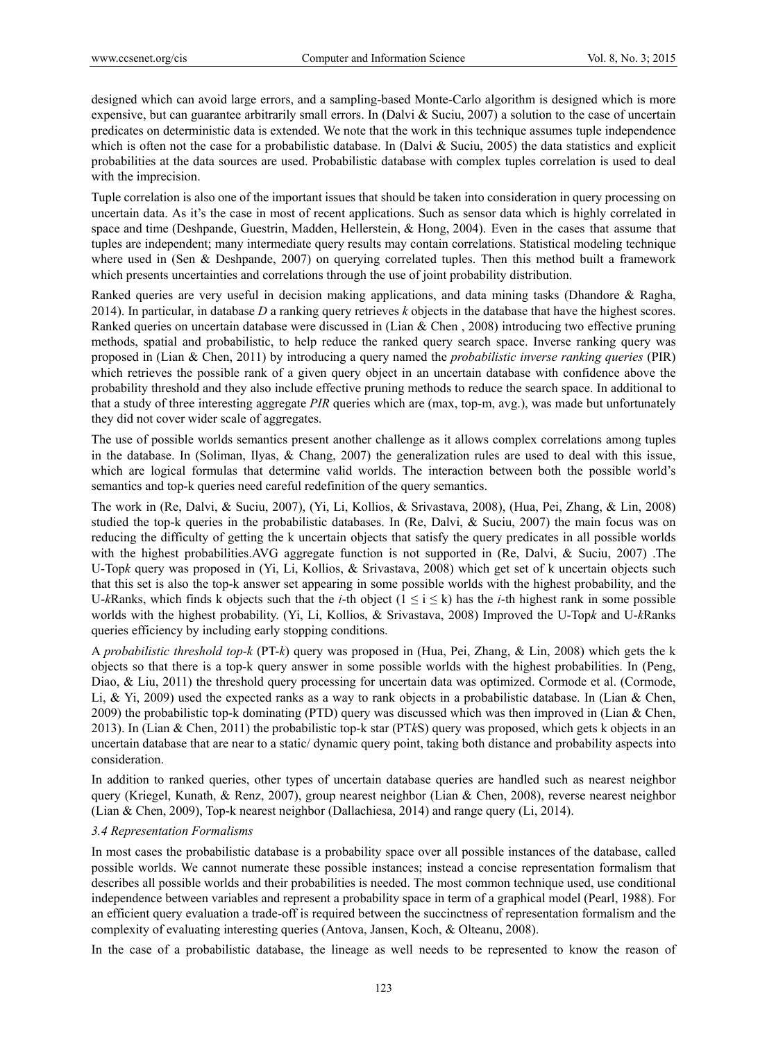designed which can avoid large errors, and a sampling-based Monte-Carlo algorithm is designed which is more expensive, but can guarantee arbitrarily small errors. In (Dalvi & Suciu, 2007) a solution to the case of uncertain predicates on deterministic data is extended. We note that the work in this technique assumes tuple independence which is often not the case for a probabilistic database. In (Dalvi & Suciu, 2005) the data statistics and explicit probabilities at the data sources are used. Probabilistic database with complex tuples correlation is used to deal with the imprecision.

Tuple correlation is also one of the important issues that should be taken into consideration in query processing on uncertain data. As it's the case in most of recent applications. Such as sensor data which is highly correlated in space and time (Deshpande, Guestrin, Madden, Hellerstein, & Hong, 2004). Even in the cases that assume that tuples are independent; many intermediate query results may contain correlations. Statistical modeling technique where used in (Sen & Deshpande, 2007) on querying correlated tuples. Then this method built a framework which presents uncertainties and correlations through the use of joint probability distribution.

Ranked queries are very useful in decision making applications, and data mining tasks (Dhandore & Ragha, 2014). In particular, in database *D* a ranking query retrieves *k* objects in the database that have the highest scores. Ranked queries on uncertain database were discussed in (Lian & Chen , 2008) introducing two effective pruning methods, spatial and probabilistic, to help reduce the ranked query search space. Inverse ranking query was proposed in (Lian & Chen, 2011) by introducing a query named the *probabilistic inverse ranking queries* (PIR) which retrieves the possible rank of a given query object in an uncertain database with confidence above the probability threshold and they also include effective pruning methods to reduce the search space. In additional to that a study of three interesting aggregate *PIR* queries which are (max, top-m, avg.), was made but unfortunately they did not cover wider scale of aggregates.

The use of possible worlds semantics present another challenge as it allows complex correlations among tuples in the database. In (Soliman, Ilyas, & Chang, 2007) the generalization rules are used to deal with this issue, which are logical formulas that determine valid worlds. The interaction between both the possible world's semantics and top-k queries need careful redefinition of the query semantics.

The work in (Re, Dalvi, & Suciu, 2007), (Yi, Li, Kollios, & Srivastava, 2008), (Hua, Pei, Zhang, & Lin, 2008) studied the top-k queries in the probabilistic databases. In (Re, Dalvi, & Suciu, 2007) the main focus was on reducing the difficulty of getting the k uncertain objects that satisfy the query predicates in all possible worlds with the highest probabilities.AVG aggregate function is not supported in (Re, Dalvi, & Suciu, 2007) .The U-Top*k* query was proposed in (Yi, Li, Kollios, & Srivastava, 2008) which get set of k uncertain objects such that this set is also the top-k answer set appearing in some possible worlds with the highest probability, and the U-*k*Ranks, which finds k objects such that the *i*-th object ($1 \leq i \leq k$) has the *i*-th highest rank in some possible worlds with the highest probability. (Yi, Li, Kollios, & Srivastava, 2008) Improved the U-Top*k* and U-*k*Ranks queries efficiency by including early stopping conditions.

A *probabilistic threshold top-k* (PT-*k*) query was proposed in (Hua, Pei, Zhang, & Lin, 2008) which gets the k objects so that there is a top-k query answer in some possible worlds with the highest probabilities. In (Peng, Diao, & Liu, 2011) the threshold query processing for uncertain data was optimized. Cormode et al. (Cormode, Li, & Yi, 2009) used the expected ranks as a way to rank objects in a probabilistic database. In (Lian & Chen, 2009) the probabilistic top-k dominating (PTD) query was discussed which was then improved in (Lian & Chen, 2013). In (Lian & Chen, 2011) the probabilistic top-k star (PT*k*S) query was proposed, which gets k objects in an uncertain database that are near to a static/ dynamic query point, taking both distance and probability aspects into consideration.

In addition to ranked queries, other types of uncertain database queries are handled such as nearest neighbor query (Kriegel, Kunath, & Renz, 2007), group nearest neighbor (Lian & Chen, 2008), reverse nearest neighbor (Lian & Chen, 2009), Top-k nearest neighbor (Dallachiesa, 2014) and range query (Li, 2014).

### *3.4 Representation Formalisms*

In most cases the probabilistic database is a probability space over all possible instances of the database, called possible worlds. We cannot numerate these possible instances; instead a concise representation formalism that describes all possible worlds and their probabilities is needed. The most common technique used, use conditional independence between variables and represent a probability space in term of a graphical model (Pearl, 1988). For an efficient query evaluation a trade-off is required between the succinctness of representation formalism and the complexity of evaluating interesting queries (Antova, Jansen, Koch, & Olteanu, 2008).

In the case of a probabilistic database, the lineage as well needs to be represented to know the reason of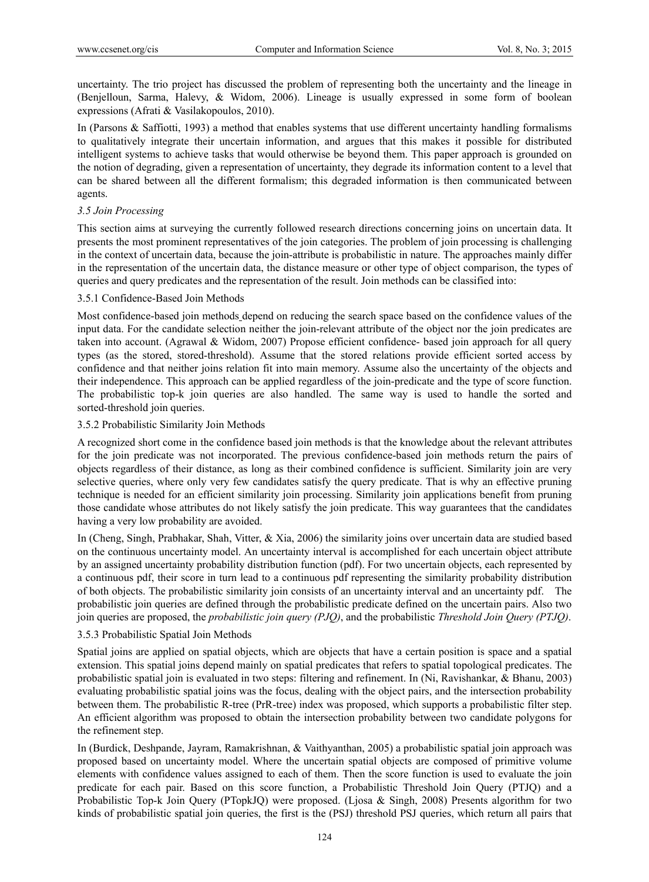uncertainty. The trio project has discussed the problem of representing both the uncertainty and the lineage in (Benjelloun, Sarma, Halevy, & Widom, 2006). Lineage is usually expressed in some form of boolean expressions (Afrati & Vasilakopoulos, 2010).

In (Parsons & Saffiotti, 1993) a method that enables systems that use different uncertainty handling formalisms to qualitatively integrate their uncertain information, and argues that this makes it possible for distributed intelligent systems to achieve tasks that would otherwise be beyond them. This paper approach is grounded on the notion of degrading, given a representation of uncertainty, they degrade its information content to a level that can be shared between all the different formalism; this degraded information is then communicated between agents.

### *3.5 Join Processing*

This section aims at surveying the currently followed research directions concerning joins on uncertain data. It presents the most prominent representatives of the join categories. The problem of join processing is challenging in the context of uncertain data, because the join-attribute is probabilistic in nature. The approaches mainly differ in the representation of the uncertain data, the distance measure or other type of object comparison, the types of queries and query predicates and the representation of the result. Join methods can be classified into:

#### 3.5.1 Confidence-Based Join Methods

Most confidence-based join methods depend on reducing the search space based on the confidence values of the input data. For the candidate selection neither the join-relevant attribute of the object nor the join predicates are taken into account. (Agrawal & Widom, 2007) Propose efficient confidence- based join approach for all query types (as the stored, stored-threshold). Assume that the stored relations provide efficient sorted access by confidence and that neither joins relation fit into main memory. Assume also the uncertainty of the objects and their independence. This approach can be applied regardless of the join-predicate and the type of score function. The probabilistic top-k join queries are also handled. The same way is used to handle the sorted and sorted-threshold join queries.

#### 3.5.2 Probabilistic Similarity Join Methods

A recognized short come in the confidence based join methods is that the knowledge about the relevant attributes for the join predicate was not incorporated. The previous confidence-based join methods return the pairs of objects regardless of their distance, as long as their combined confidence is sufficient. Similarity join are very selective queries, where only very few candidates satisfy the query predicate. That is why an effective pruning technique is needed for an efficient similarity join processing. Similarity join applications benefit from pruning those candidate whose attributes do not likely satisfy the join predicate. This way guarantees that the candidates having a very low probability are avoided.

In (Cheng, Singh, Prabhakar, Shah, Vitter, & Xia, 2006) the similarity joins over uncertain data are studied based on the continuous uncertainty model. An uncertainty interval is accomplished for each uncertain object attribute by an assigned uncertainty probability distribution function (pdf). For two uncertain objects, each represented by a continuous pdf, their score in turn lead to a continuous pdf representing the similarity probability distribution of both objects. The probabilistic similarity join consists of an uncertainty interval and an uncertainty pdf. The probabilistic join queries are defined through the probabilistic predicate defined on the uncertain pairs. Also two join queries are proposed, the *probabilistic join query (PJQ)*, and the probabilistic *Threshold Join Query (PTJQ)*.

#### 3.5.3 Probabilistic Spatial Join Methods

Spatial joins are applied on spatial objects, which are objects that have a certain position is space and a spatial extension. This spatial joins depend mainly on spatial predicates that refers to spatial topological predicates. The probabilistic spatial join is evaluated in two steps: filtering and refinement. In (Ni, Ravishankar, & Bhanu, 2003) evaluating probabilistic spatial joins was the focus, dealing with the object pairs, and the intersection probability between them. The probabilistic R-tree (PrR-tree) index was proposed, which supports a probabilistic filter step. An efficient algorithm was proposed to obtain the intersection probability between two candidate polygons for the refinement step.

In (Burdick, Deshpande, Jayram, Ramakrishnan, & Vaithyanthan, 2005) a probabilistic spatial join approach was proposed based on uncertainty model. Where the uncertain spatial objects are composed of primitive volume elements with confidence values assigned to each of them. Then the score function is used to evaluate the join predicate for each pair. Based on this score function, a Probabilistic Threshold Join Query (PTJQ) and a Probabilistic Top-k Join Query (PTopkJQ) were proposed. (Ljosa & Singh, 2008) Presents algorithm for two kinds of probabilistic spatial join queries, the first is the (PSJ) threshold PSJ queries, which return all pairs that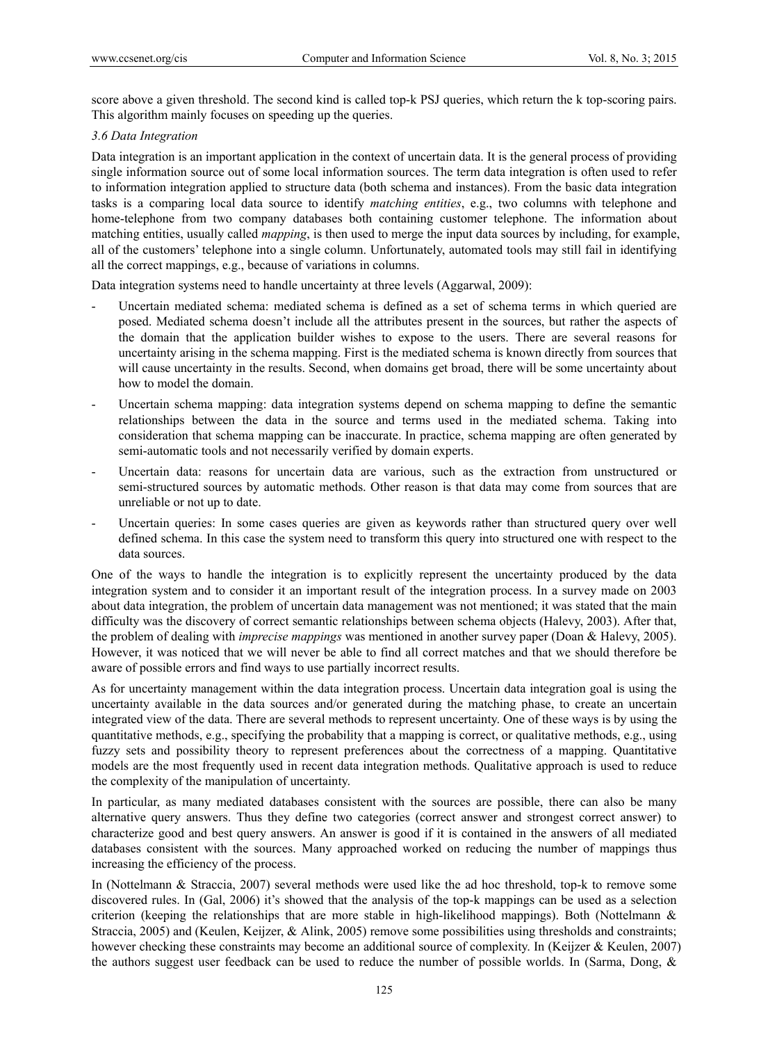score above a given threshold. The second kind is called top-k PSJ queries, which return the k top-scoring pairs. This algorithm mainly focuses on speeding up the queries.

### *3.6 Data Integration*

Data integration is an important application in the context of uncertain data. It is the general process of providing single information source out of some local information sources. The term data integration is often used to refer to information integration applied to structure data (both schema and instances). From the basic data integration tasks is a comparing local data source to identify *matching entities*, e.g., two columns with telephone and home-telephone from two company databases both containing customer telephone. The information about matching entities, usually called *mapping*, is then used to merge the input data sources by including, for example, all of the customers' telephone into a single column. Unfortunately, automated tools may still fail in identifying all the correct mappings, e.g., because of variations in columns.

Data integration systems need to handle uncertainty at three levels (Aggarwal, 2009):

- Uncertain mediated schema: mediated schema is defined as a set of schema terms in which queried are posed. Mediated schema doesn't include all the attributes present in the sources, but rather the aspects of the domain that the application builder wishes to expose to the users. There are several reasons for uncertainty arising in the schema mapping. First is the mediated schema is known directly from sources that will cause uncertainty in the results. Second, when domains get broad, there will be some uncertainty about how to model the domain.
- Uncertain schema mapping: data integration systems depend on schema mapping to define the semantic relationships between the data in the source and terms used in the mediated schema. Taking into consideration that schema mapping can be inaccurate. In practice, schema mapping are often generated by semi-automatic tools and not necessarily verified by domain experts.
- Uncertain data: reasons for uncertain data are various, such as the extraction from unstructured or semi-structured sources by automatic methods. Other reason is that data may come from sources that are unreliable or not up to date.
- Uncertain queries: In some cases queries are given as keywords rather than structured query over well defined schema. In this case the system need to transform this query into structured one with respect to the data sources.

One of the ways to handle the integration is to explicitly represent the uncertainty produced by the data integration system and to consider it an important result of the integration process. In a survey made on 2003 about data integration, the problem of uncertain data management was not mentioned; it was stated that the main difficulty was the discovery of correct semantic relationships between schema objects (Halevy, 2003). After that, the problem of dealing with *imprecise mappings* was mentioned in another survey paper (Doan & Halevy, 2005). However, it was noticed that we will never be able to find all correct matches and that we should therefore be aware of possible errors and find ways to use partially incorrect results.

As for uncertainty management within the data integration process. Uncertain data integration goal is using the uncertainty available in the data sources and/or generated during the matching phase, to create an uncertain integrated view of the data. There are several methods to represent uncertainty. One of these ways is by using the quantitative methods, e.g., specifying the probability that a mapping is correct, or qualitative methods, e.g., using fuzzy sets and possibility theory to represent preferences about the correctness of a mapping. Quantitative models are the most frequently used in recent data integration methods. Qualitative approach is used to reduce the complexity of the manipulation of uncertainty.

In particular, as many mediated databases consistent with the sources are possible, there can also be many alternative query answers. Thus they define two categories (correct answer and strongest correct answer) to characterize good and best query answers. An answer is good if it is contained in the answers of all mediated databases consistent with the sources. Many approached worked on reducing the number of mappings thus increasing the efficiency of the process.

In (Nottelmann & Straccia, 2007) several methods were used like the ad hoc threshold, top-k to remove some discovered rules. In (Gal, 2006) it's showed that the analysis of the top-k mappings can be used as a selection criterion (keeping the relationships that are more stable in high-likelihood mappings). Both (Nottelmann & Straccia, 2005) and (Keulen, Keijzer, & Alink, 2005) remove some possibilities using thresholds and constraints; however checking these constraints may become an additional source of complexity. In (Keijzer & Keulen, 2007) the authors suggest user feedback can be used to reduce the number of possible worlds. In (Sarma, Dong, &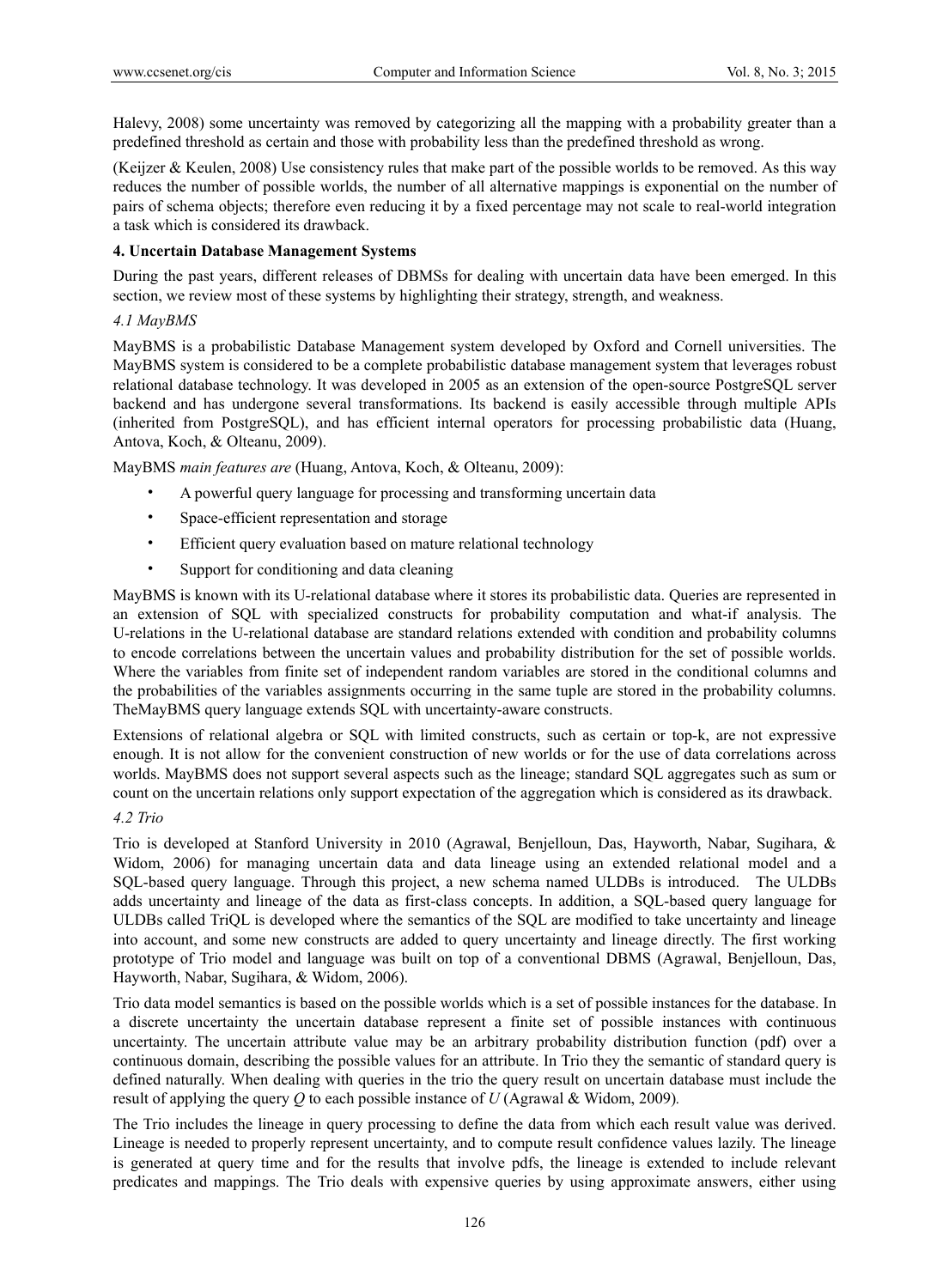Halevy, 2008) some uncertainty was removed by categorizing all the mapping with a probability greater than a predefined threshold as certain and those with probability less than the predefined threshold as wrong.

(Keijzer & Keulen, 2008) Use consistency rules that make part of the possible worlds to be removed. As this way reduces the number of possible worlds, the number of all alternative mappings is exponential on the number of pairs of schema objects; therefore even reducing it by a fixed percentage may not scale to real-world integration a task which is considered its drawback.

## 4. Uncertain Database Management Systems

During the past years, different releases of DBMSs for dealing with uncertain data have been emerged. In this section, we review most of these systems by highlighting their strategy, strength, and weakness.

### *4.1 MayBMS*

MayBMS is a probabilistic Database Management system developed by Oxford and Cornell universities. The MayBMS system is considered to be a complete probabilistic database management system that leverages robust relational database technology. It was developed in 2005 as an extension of the open-source PostgreSQL server backend and has undergone several transformations. Its backend is easily accessible through multiple APIs (inherited from PostgreSQL), and has efficient internal operators for processing probabilistic data (Huang, Antova, Koch, & Olteanu, 2009).

MayBMS *main features are* (Huang, Antova, Koch, & Olteanu, 2009):

- A powerful query language for processing and transforming uncertain data
- Space-efficient representation and storage
- Efficient query evaluation based on mature relational technology
- Support for conditioning and data cleaning

MayBMS is known with its U-relational database where it stores its probabilistic data. Queries are represented in an extension of SQL with specialized constructs for probability computation and what-if analysis. The U-relations in the U-relational database are standard relations extended with condition and probability columns to encode correlations between the uncertain values and probability distribution for the set of possible worlds. Where the variables from finite set of independent random variables are stored in the conditional columns and the probabilities of the variables assignments occurring in the same tuple are stored in the probability columns. TheMayBMS query language extends SQL with uncertainty-aware constructs.

Extensions of relational algebra or SQL with limited constructs, such as certain or top-k, are not expressive enough. It is not allow for the convenient construction of new worlds or for the use of data correlations across worlds. MayBMS does not support several aspects such as the lineage; standard SQL aggregates such as sum or count on the uncertain relations only support expectation of the aggregation which is considered as its drawback.

### *4.2 Trio*

Trio is developed at Stanford University in 2010 (Agrawal, Benjelloun, Das, Hayworth, Nabar, Sugihara, & Widom, 2006) for managing uncertain data and data lineage using an extended relational model and a SQL-based query language. Through this project, a new schema named ULDBs is introduced. The ULDBs adds uncertainty and lineage of the data as first-class concepts. In addition, a SQL-based query language for ULDBs called TriQL is developed where the semantics of the SQL are modified to take uncertainty and lineage into account, and some new constructs are added to query uncertainty and lineage directly. The first working prototype of Trio model and language was built on top of a conventional DBMS (Agrawal, Benjelloun, Das, Hayworth, Nabar, Sugihara, & Widom, 2006).

Trio data model semantics is based on the possible worlds which is a set of possible instances for the database. In a discrete uncertainty the uncertain database represent a finite set of possible instances with continuous uncertainty. The uncertain attribute value may be an arbitrary probability distribution function (pdf) over a continuous domain, describing the possible values for an attribute. In Trio they the semantic of standard query is defined naturally. When dealing with queries in the trio the query result on uncertain database must include the result of applying the query *Q* to each possible instance of *U* (Agrawal & Widom, 2009).

The Trio includes the lineage in query processing to define the data from which each result value was derived. Lineage is needed to properly represent uncertainty, and to compute result confidence values lazily. The lineage is generated at query time and for the results that involve pdfs, the lineage is extended to include relevant predicates and mappings. The Trio deals with expensive queries by using approximate answers, either using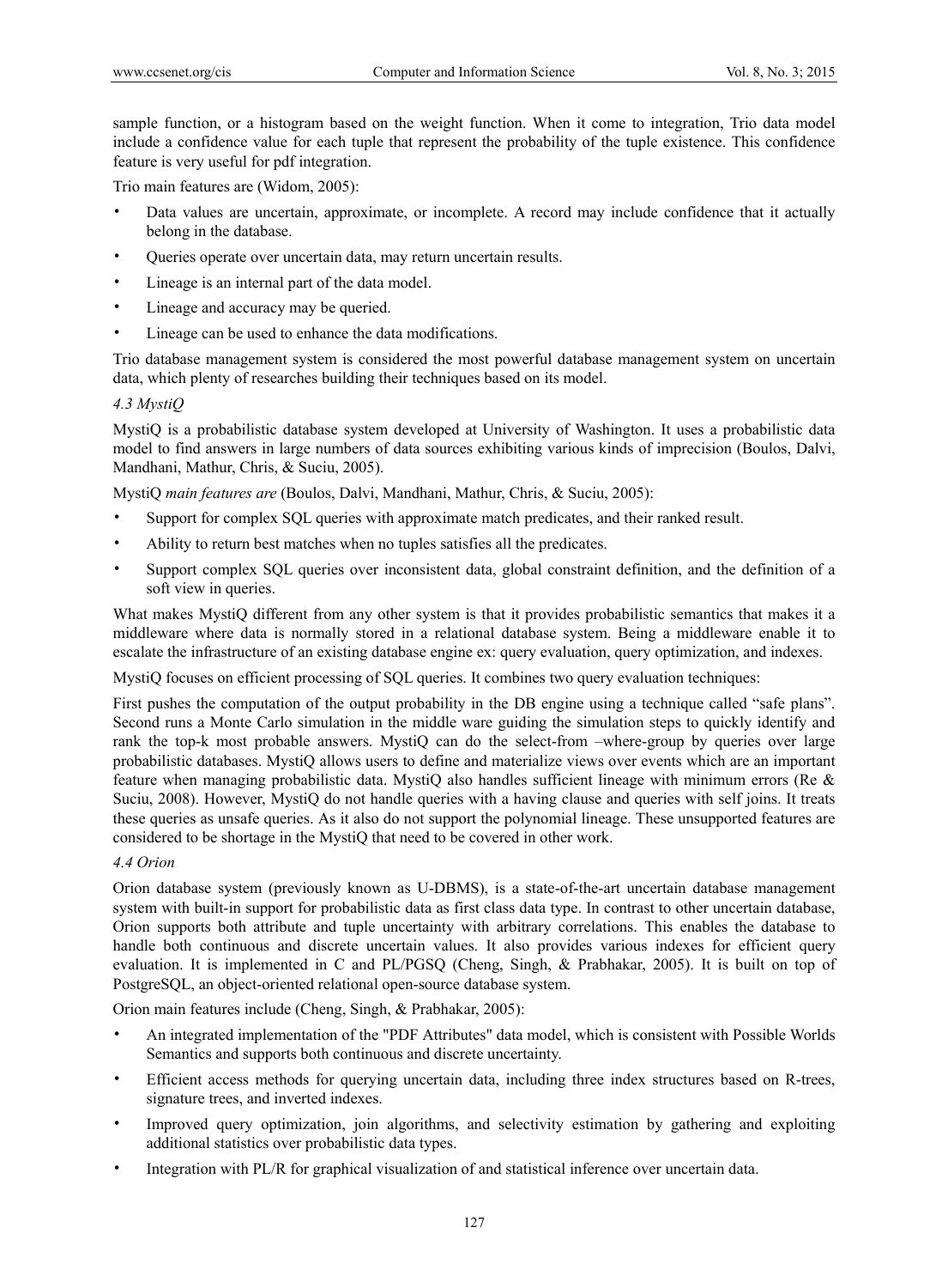sample function, or a histogram based on the weight function. When it come to integration, Trio data model include a confidence value for each tuple that represent the probability of the tuple existence. This confidence feature is very useful for pdf integration.

Trio main features are (Widom, 2005):

- Data values are uncertain, approximate, or incomplete. A record may include confidence that it actually belong in the database.
- Queries operate over uncertain data, may return uncertain results.
- Lineage is an internal part of the data model.
- Lineage and accuracy may be queried.
- Lineage can be used to enhance the data modifications.

Trio database management system is considered the most powerful database management system on uncertain data, which plenty of researches building their techniques based on its model.

### *4.3 MystiQ*

MystiQ is a probabilistic database system developed at University of Washington. It uses a probabilistic data model to find answers in large numbers of data sources exhibiting various kinds of imprecision (Boulos, Dalvi, Mandhani, Mathur, Chris, & Suciu, 2005).

MystiQ *main features are* (Boulos, Dalvi, Mandhani, Mathur, Chris, & Suciu, 2005):

- Support for complex SQL queries with approximate match predicates, and their ranked result.
- Ability to return best matches when no tuples satisfies all the predicates.
- Support complex SQL queries over inconsistent data, global constraint definition, and the definition of a soft view in queries.

What makes MystiQ different from any other system is that it provides probabilistic semantics that makes it a middleware where data is normally stored in a relational database system. Being a middleware enable it to escalate the infrastructure of an existing database engine ex: query evaluation, query optimization, and indexes.

MystiQ focuses on efficient processing of SQL queries. It combines two query evaluation techniques:

First pushes the computation of the output probability in the DB engine using a technique called "safe plans". Second runs a Monte Carlo simulation in the middle ware guiding the simulation steps to quickly identify and rank the top-k most probable answers. MystiQ can do the select-from –where-group by queries over large probabilistic databases. MystiQ allows users to define and materialize views over events which are an important feature when managing probabilistic data. MystiQ also handles sufficient lineage with minimum errors (Re & Suciu, 2008). However, MystiQ do not handle queries with a having clause and queries with self joins. It treats these queries as unsafe queries. As it also do not support the polynomial lineage. These unsupported features are considered to be shortage in the MystiQ that need to be covered in other work.

### *4.4 Orion*

Orion database system (previously known as U-DBMS), is a state-of-the-art uncertain database management system with built-in support for probabilistic data as first class data type. In contrast to other uncertain database, Orion supports both attribute and tuple uncertainty with arbitrary correlations. This enables the database to handle both continuous and discrete uncertain values. It also provides various indexes for efficient query evaluation. It is implemented in C and PL/PGSQ (Cheng, Singh, & Prabhakar, 2005). It is built on top of PostgreSQL, an object-oriented relational open-source database system.

Orion main features include (Cheng, Singh, & Prabhakar, 2005):

- An integrated implementation of the "PDF Attributes" data model, which is consistent with Possible Worlds Semantics and supports both continuous and discrete uncertainty.
- Efficient access methods for querying uncertain data, including three index structures based on R-trees, signature trees, and inverted indexes.
- Improved query optimization, join algorithms, and selectivity estimation by gathering and exploiting additional statistics over probabilistic data types.
- Integration with PL/R for graphical visualization of and statistical inference over uncertain data.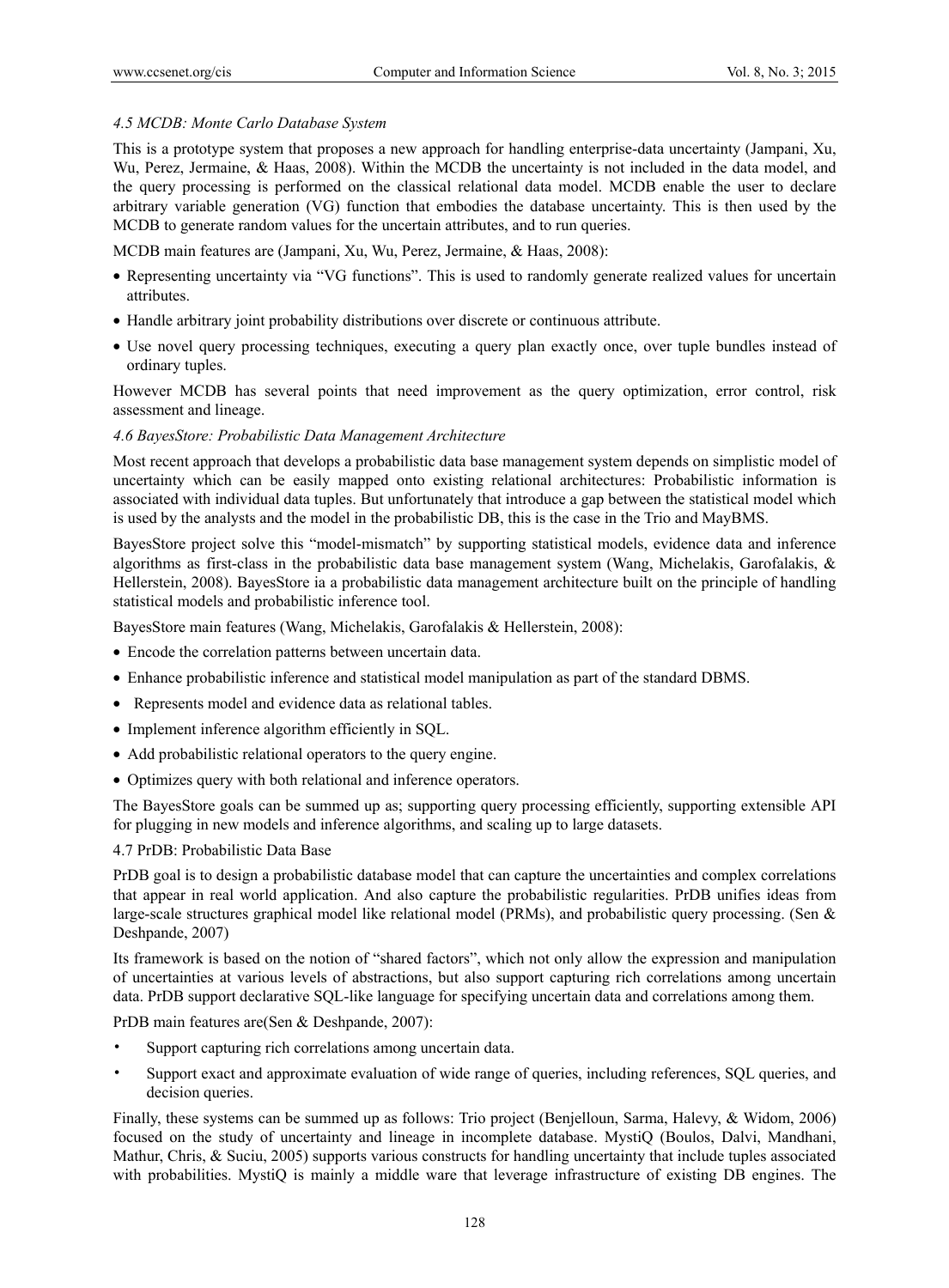### *4.5 MCDB: Monte Carlo Database System*

This is a prototype system that proposes a new approach for handling enterprise-data uncertainty (Jampani, Xu, Wu, Perez, Jermaine, & Haas, 2008). Within the MCDB the uncertainty is not included in the data model, and the query processing is performed on the classical relational data model. MCDB enable the user to declare arbitrary variable generation (VG) function that embodies the database uncertainty. This is then used by the MCDB to generate random values for the uncertain attributes, and to run queries.

MCDB main features are (Jampani, Xu, Wu, Perez, Jermaine, & Haas, 2008):

- Representing uncertainty via "VG functions". This is used to randomly generate realized values for uncertain attributes.
- Handle arbitrary joint probability distributions over discrete or continuous attribute.
- Use novel query processing techniques, executing a query plan exactly once, over tuple bundles instead of ordinary tuples.

However MCDB has several points that need improvement as the query optimization, error control, risk assessment and lineage.

### *4.6 BayesStore: Probabilistic Data Management Architecture*

Most recent approach that develops a probabilistic data base management system depends on simplistic model of uncertainty which can be easily mapped onto existing relational architectures: Probabilistic information is associated with individual data tuples. But unfortunately that introduce a gap between the statistical model which is used by the analysts and the model in the probabilistic DB, this is the case in the Trio and MayBMS.

BayesStore project solve this "model-mismatch" by supporting statistical models, evidence data and inference algorithms as first-class in the probabilistic data base management system (Wang, Michelakis, Garofalakis, & Hellerstein, 2008). BayesStore ia a probabilistic data management architecture built on the principle of handling statistical models and probabilistic inference tool.

BayesStore main features (Wang, Michelakis, Garofalakis & Hellerstein, 2008):

- Encode the correlation patterns between uncertain data.
- Enhance probabilistic inference and statistical model manipulation as part of the standard DBMS.
- Represents model and evidence data as relational tables.
- Implement inference algorithm efficiently in SQL.
- Add probabilistic relational operators to the query engine.
- Optimizes query with both relational and inference operators.

The BayesStore goals can be summed up as; supporting query processing efficiently, supporting extensible API for plugging in new models and inference algorithms, and scaling up to large datasets.

### 4.7 PrDB: Probabilistic Data Base

PrDB goal is to design a probabilistic database model that can capture the uncertainties and complex correlations that appear in real world application. And also capture the probabilistic regularities. PrDB unifies ideas from large-scale structures graphical model like relational model (PRMs), and probabilistic query processing. (Sen & Deshpande, 2007)

Its framework is based on the notion of "shared factors", which not only allow the expression and manipulation of uncertainties at various levels of abstractions, but also support capturing rich correlations among uncertain data. PrDB support declarative SQL-like language for specifying uncertain data and correlations among them.

PrDB main features are(Sen & Deshpande, 2007):

- Support capturing rich correlations among uncertain data.
- Support exact and approximate evaluation of wide range of queries, including references, SQL queries, and decision queries.

Finally, these systems can be summed up as follows: Trio project (Benjelloun, Sarma, Halevy, & Widom, 2006) focused on the study of uncertainty and lineage in incomplete database. MystiQ (Boulos, Dalvi, Mandhani, Mathur, Chris, & Suciu, 2005) supports various constructs for handling uncertainty that include tuples associated with probabilities. MystiQ is mainly a middle ware that leverage infrastructure of existing DB engines. The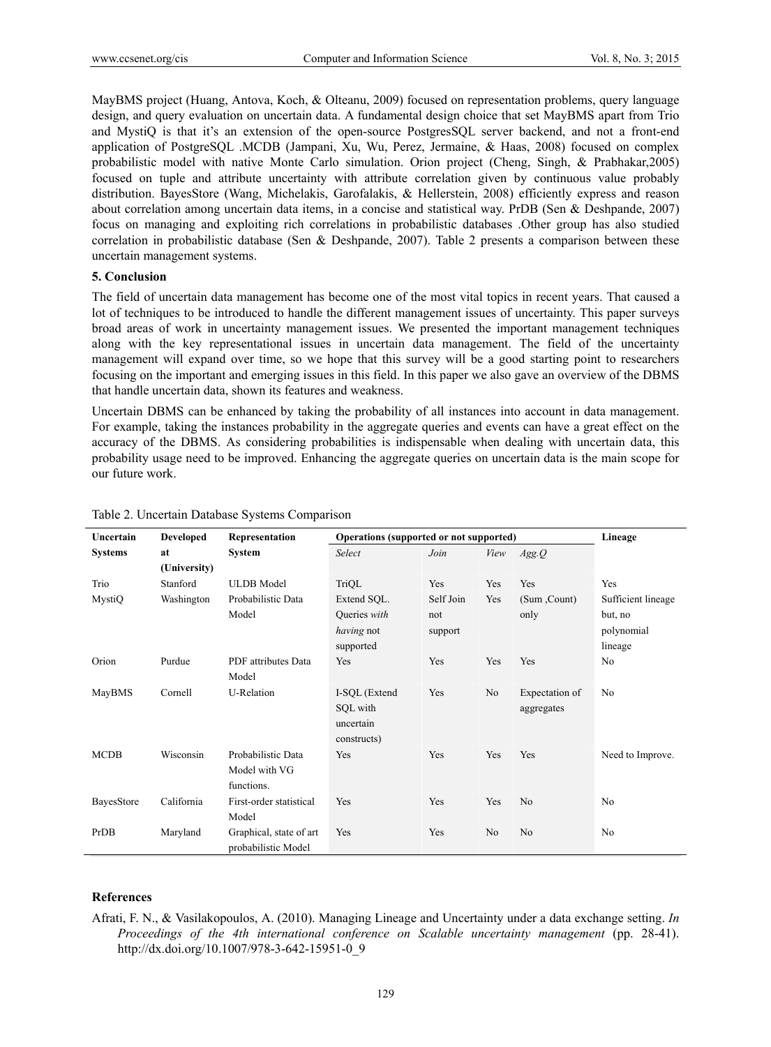MayBMS project (Huang, Antova, Koch, & Olteanu, 2009) focused on representation problems, query language design, and query evaluation on uncertain data. A fundamental design choice that set MayBMS apart from Trio and MystiQ is that it's an extension of the open-source PostgresSQL server backend, and not a front-end application of PostgreSQL .MCDB (Jampani, Xu, Wu, Perez, Jermaine, & Haas, 2008) focused on complex probabilistic model with native Monte Carlo simulation. Orion project (Cheng, Singh, & Prabhakar,2005) focused on tuple and attribute uncertainty with attribute correlation given by continuous value probably distribution. BayesStore (Wang, Michelakis, Garofalakis, & Hellerstein, 2008) efficiently express and reason about correlation among uncertain data items, in a concise and statistical way. PrDB (Sen & Deshpande, 2007) focus on managing and exploiting rich correlations in probabilistic databases .Other group has also studied correlation in probabilistic database (Sen & Deshpande, 2007). Table 2 presents a comparison between these uncertain management systems.

## 5. Conclusion

The field of uncertain data management has become one of the most vital topics in recent years. That caused a lot of techniques to be introduced to handle the different management issues of uncertainty. This paper surveys broad areas of work in uncertainty management issues. We presented the important management techniques along with the key representational issues in uncertain data management. The field of the uncertainty management will expand over time, so we hope that this survey will be a good starting point to researchers focusing on the important and emerging issues in this field. In this paper we also gave an overview of the DBMS that handle uncertain data, shown its features and weakness.

Uncertain DBMS can be enhanced by taking the probability of all instances into account in data management. For example, taking the instances probability in the aggregate queries and events can have a great effect on the accuracy of the DBMS. As considering probabilities is indispensable when dealing with uncertain data, this probability usage need to be improved. Enhancing the aggregate queries on uncertain data is the main scope for our future work.

Table 2. Uncertain Database Systems Comparison

| Uncertain Systems | Developed at (University) | Representation System | Operations (supported or not supported) | | | | Lineage |
|---|---|---|---|---|---|---|---|
| | | | *Select* | *Join* | *View* | *Agg.Q* | |
| Trio | Stanford | ULDB Model | TriQL | Yes | Yes | Yes | Yes |
| MystiQ | Washington | Probabilistic Data Model | Extend SQL. Queries *with having* not supported | Self Join not support | Yes | (Sum ,Count) only | Sufficient lineage but, no polynomial lineage |
| Orion | Purdue | PDF attributes Data Model | Yes | Yes | Yes | Yes | No |
| MayBMS | Cornell | U-Relation | I-SQL (Extend SQL with uncertain constructs) | Yes | No | Expectation of aggregates | No |
| MCDB | Wisconsin | Probabilistic Data Model with VG functions. | Yes | Yes | Yes | Yes | Need to Improve. |
| BayesStore | California | First-order statistical Model | Yes | Yes | Yes | No | No |
| PrDB | Maryland | Graphical, state of art probabilistic Model | Yes | Yes | No | No | No |

## References

Afrati, F. N., & Vasilakopoulos, A. (2010). Managing Lineage and Uncertainty under a data exchange setting. *In Proceedings of the 4th international conference on Scalable uncertainty management* (pp. 28-41). http://dx.doi.org/10.1007/978-3-642-15951-0_9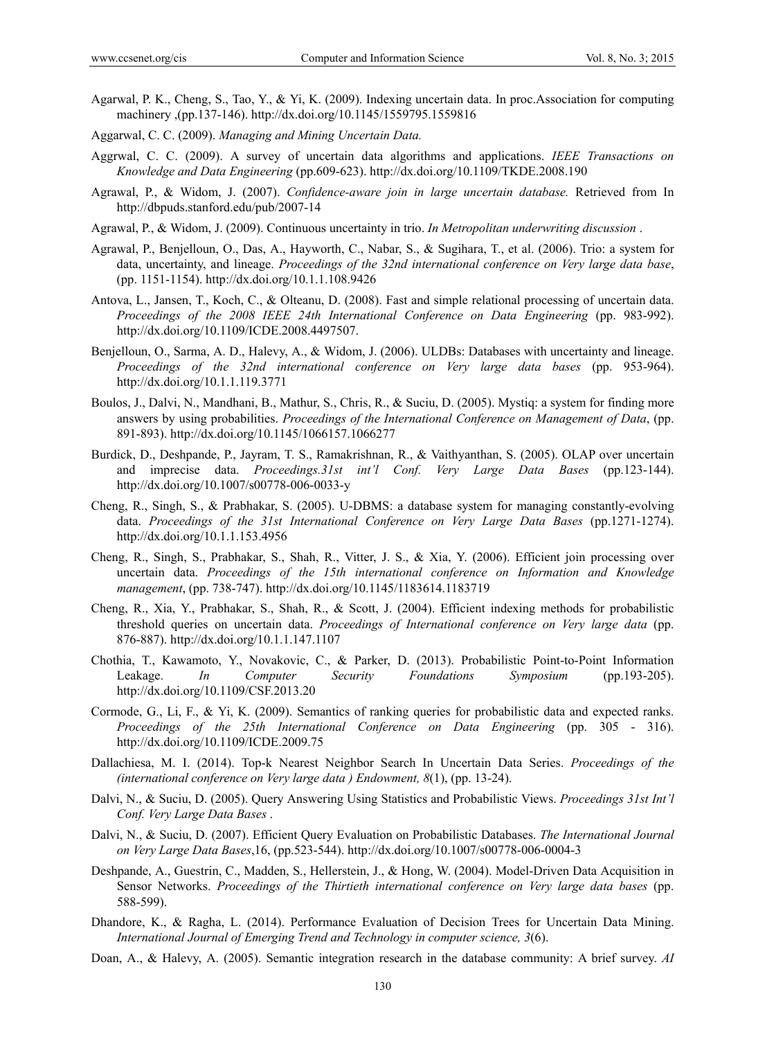Agarwal, P. K., Cheng, S., Tao, Y., & Yi, K. (2009). Indexing uncertain data. In proc.Association for computing machinery ,(pp.137-146). http://dx.doi.org/10.1145/1559795.1559816

Aggarwal, C. C. (2009). *Managing and Mining Uncertain Data.*

Aggrwal, C. C. (2009). A survey of uncertain data algorithms and applications. *IEEE Transactions on Knowledge and Data Engineering* (pp.609-623). http://dx.doi.org/10.1109/TKDE.2008.190

Agrawal, P., & Widom, J. (2007). *Confidence-aware join in large uncertain database.* Retrieved from In http://dbpuds.stanford.edu/pub/2007-14

Agrawal, P., & Widom, J. (2009). Continuous uncertainty in trio. *In Metropolitan underwriting discussion* .

Agrawal, P., Benjelloun, O., Das, A., Hayworth, C., Nabar, S., & Sugihara, T., et al. (2006). Trio: a system for data, uncertainty, and lineage. *Proceedings of the 32nd international conference on Very large data base*, (pp. 1151-1154). http://dx.doi.org/10.1.1.108.9426

Antova, L., Jansen, T., Koch, C., & Olteanu, D. (2008). Fast and simple relational processing of uncertain data. *Proceedings of the 2008 IEEE 24th International Conference on Data Engineering* (pp. 983-992). http://dx.doi.org/10.1109/ICDE.2008.4497507.

Benjelloun, O., Sarma, A. D., Halevy, A., & Widom, J. (2006). ULDBs: Databases with uncertainty and lineage. *Proceedings of the 32nd international conference on Very large data bases* (pp. 953-964). http://dx.doi.org/10.1.1.119.3771

Boulos, J., Dalvi, N., Mandhani, B., Mathur, S., Chris, R., & Suciu, D. (2005). Mystiq: a system for finding more answers by using probabilities. *Proceedings of the International Conference on Management of Data*, (pp. 891-893). http://dx.doi.org/10.1145/1066157.1066277

Burdick, D., Deshpande, P., Jayram, T. S., Ramakrishnan, R., & Vaithyanthan, S. (2005). OLAP over uncertain and imprecise data. *Proceedings.31st int'l Conf. Very Large Data Bases* (pp.123-144). http://dx.doi.org/10.1007/s00778-006-0033-y

Cheng, R., Singh, S., & Prabhakar, S. (2005). U-DBMS: a database system for managing constantly-evolving data. *Proceedings of the 31st International Conference on Very Large Data Bases* (pp.1271-1274). http://dx.doi.org/10.1.1.153.4956

Cheng, R., Singh, S., Prabhakar, S., Shah, R., Vitter, J. S., & Xia, Y. (2006). Efficient join processing over uncertain data. *Proceedings of the 15th international conference on Information and Knowledge management*, (pp. 738-747). http://dx.doi.org/10.1145/1183614.1183719

Cheng, R., Xia, Y., Prabhakar, S., Shah, R., & Scott, J. (2004). Efficient indexing methods for probabilistic threshold queries on uncertain data. *Proceedings of International conference on Very large data* (pp. 876-887). http://dx.doi.org/10.1.1.147.1107

Chothia, T., Kawamoto, Y., Novakovic, C., & Parker, D. (2013). Probabilistic Point-to-Point Information Leakage. *In Computer Security Foundations Symposium* (pp.193-205). http://dx.doi.org/10.1109/CSF.2013.20

Cormode, G., Li, F., & Yi, K. (2009). Semantics of ranking queries for probabilistic data and expected ranks. *Proceedings of the 25th International Conference on Data Engineering* (pp. 305 - 316). http://dx.doi.org/10.1109/ICDE.2009.75

Dallachiesa, M. I. (2014). Top-k Nearest Neighbor Search In Uncertain Data Series. *Proceedings of the (international conference on Very large data ) Endowment, 8*(1), (pp. 13-24).

Dalvi, N., & Suciu, D. (2005). Query Answering Using Statistics and Probabilistic Views. *Proceedings 31st Int'l Conf. Very Large Data Bases* .

Dalvi, N., & Suciu, D. (2007). Efficient Query Evaluation on Probabilistic Databases. *The International Journal on Very Large Data Bases*,16, (pp.523-544). http://dx.doi.org/10.1007/s00778-006-0004-3

Deshpande, A., Guestrin, C., Madden, S., Hellerstein, J., & Hong, W. (2004). Model-Driven Data Acquisition in Sensor Networks. *Proceedings of the Thirtieth international conference on Very large data bases* (pp. 588-599).

Dhandore, K., & Ragha, L. (2014). Performance Evaluation of Decision Trees for Uncertain Data Mining. *International Journal of Emerging Trend and Technology in computer science, 3*(6).

Doan, A., & Halevy, A. (2005). Semantic integration research in the database community: A brief survey. *AI*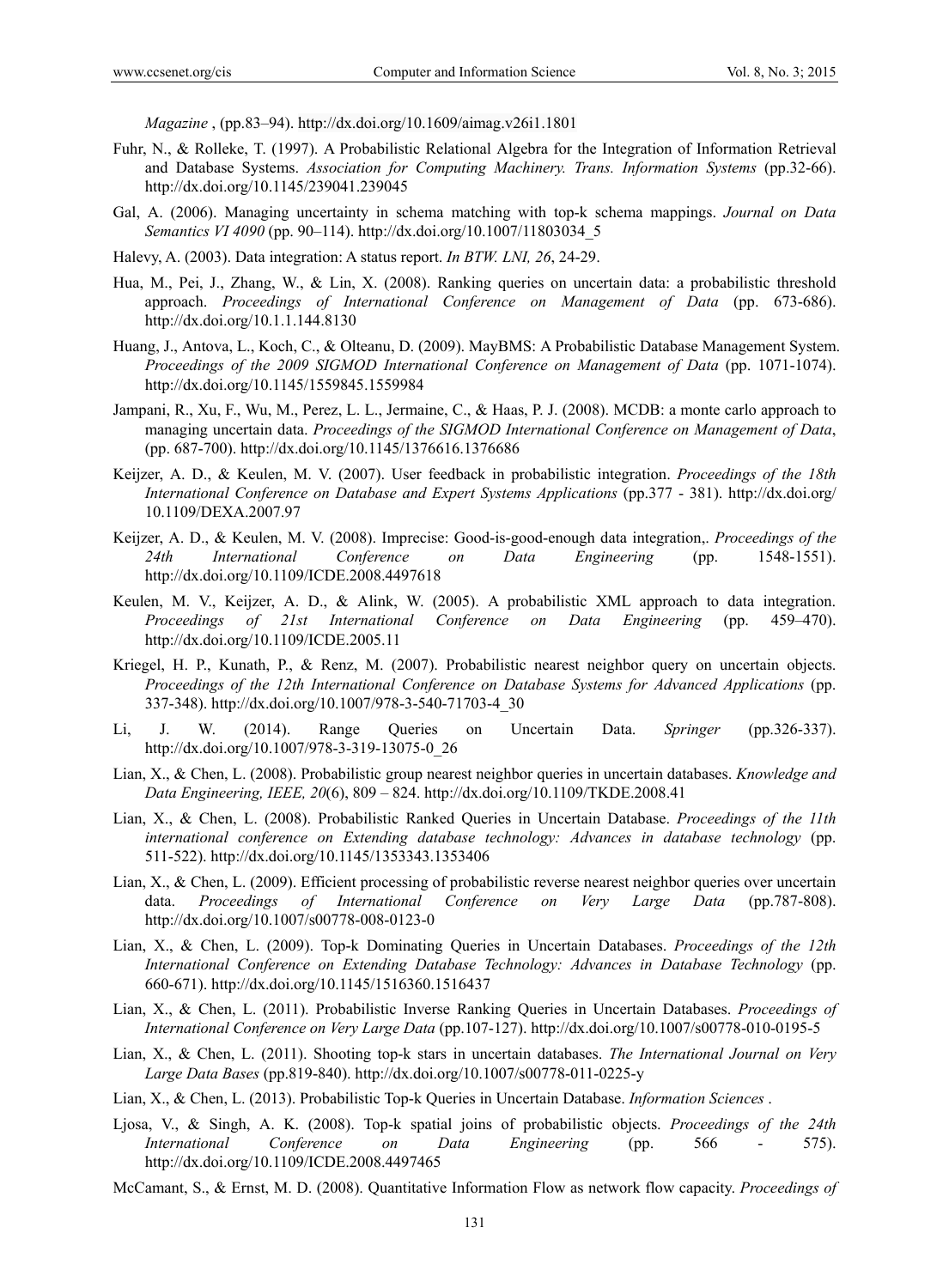*Magazine* , (pp.83–94). http://dx.doi.org/10.1609/aimag.v26i1.1801

Fuhr, N., & Rolleke, T. (1997). A Probabilistic Relational Algebra for the Integration of Information Retrieval and Database Systems. *Association for Computing Machinery. Trans. Information Systems* (pp.32-66). http://dx.doi.org/10.1145/239041.239045

Gal, A. (2006). Managing uncertainty in schema matching with top-k schema mappings. *Journal on Data Semantics VI 4090* (pp. 90–114). http://dx.doi.org/10.1007/11803034_5

Halevy, A. (2003). Data integration: A status report. *In BTW. LNI, 26*, 24-29.

Hua, M., Pei, J., Zhang, W., & Lin, X. (2008). Ranking queries on uncertain data: a probabilistic threshold approach. *Proceedings of International Conference on Management of Data* (pp. 673-686). http://dx.doi.org/10.1.1.144.8130

Huang, J., Antova, L., Koch, C., & Olteanu, D. (2009). MayBMS: A Probabilistic Database Management System. *Proceedings of the 2009 SIGMOD International Conference on Management of Data* (pp. 1071-1074). http://dx.doi.org/10.1145/1559845.1559984

Jampani, R., Xu, F., Wu, M., Perez, L. L., Jermaine, C., & Haas, P. J. (2008). MCDB: a monte carlo approach to managing uncertain data. *Proceedings of the SIGMOD International Conference on Management of Data*, (pp. 687-700). http://dx.doi.org/10.1145/1376616.1376686

Keijzer, A. D., & Keulen, M. V. (2007). User feedback in probabilistic integration. *Proceedings of the 18th International Conference on Database and Expert Systems Applications* (pp.377 - 381). http://dx.doi.org/10.1109/DEXA.2007.97

Keijzer, A. D., & Keulen, M. V. (2008). Imprecise: Good-is-good-enough data integration,. *Proceedings of the 24th International Conference on Data Engineering* (pp. 1548-1551). http://dx.doi.org/10.1109/ICDE.2008.4497618

Keulen, M. V., Keijzer, A. D., & Alink, W. (2005). A probabilistic XML approach to data integration. *Proceedings of 21st International Conference on Data Engineering* (pp. 459–470). http://dx.doi.org/10.1109/ICDE.2005.11

Kriegel, H. P., Kunath, P., & Renz, M. (2007). Probabilistic nearest neighbor query on uncertain objects. *Proceedings of the 12th International Conference on Database Systems for Advanced Applications* (pp. 337-348). http://dx.doi.org/10.1007/978-3-540-71703-4_30

Li, J. W. (2014). Range Queries on Uncertain Data. *Springer* (pp.326-337). http://dx.doi.org/10.1007/978-3-319-13075-0_26

Lian, X., & Chen, L. (2008). Probabilistic group nearest neighbor queries in uncertain databases. *Knowledge and Data Engineering, IEEE, 20*(6), 809 – 824. http://dx.doi.org/10.1109/TKDE.2008.41

Lian, X., & Chen, L. (2008). Probabilistic Ranked Queries in Uncertain Database. *Proceedings of the 11th international conference on Extending database technology: Advances in database technology* (pp. 511-522). http://dx.doi.org/10.1145/1353343.1353406

Lian, X., & Chen, L. (2009). Efficient processing of probabilistic reverse nearest neighbor queries over uncertain data. *Proceedings of International Conference on Very Large Data* (pp.787-808). http://dx.doi.org/10.1007/s00778-008-0123-0

Lian, X., & Chen, L. (2009). Top-k Dominating Queries in Uncertain Databases. *Proceedings of the 12th International Conference on Extending Database Technology: Advances in Database Technology* (pp. 660-671). http://dx.doi.org/10.1145/1516360.1516437

Lian, X., & Chen, L. (2011). Probabilistic Inverse Ranking Queries in Uncertain Databases. *Proceedings of International Conference on Very Large Data* (pp.107-127). http://dx.doi.org/10.1007/s00778-010-0195-5

Lian, X., & Chen, L. (2011). Shooting top-k stars in uncertain databases. *The International Journal on Very Large Data Bases* (pp.819-840). http://dx.doi.org/10.1007/s00778-011-0225-y

Lian, X., & Chen, L. (2013). Probabilistic Top-k Queries in Uncertain Database. *Information Sciences* .

Ljosa, V., & Singh, A. K. (2008). Top-k spatial joins of probabilistic objects. *Proceedings of the 24th International Conference on Data Engineering* (pp. 566 - 575). http://dx.doi.org/10.1109/ICDE.2008.4497465

McCamant, S., & Ernst, M. D. (2008). Quantitative Information Flow as network flow capacity. *Proceedings of*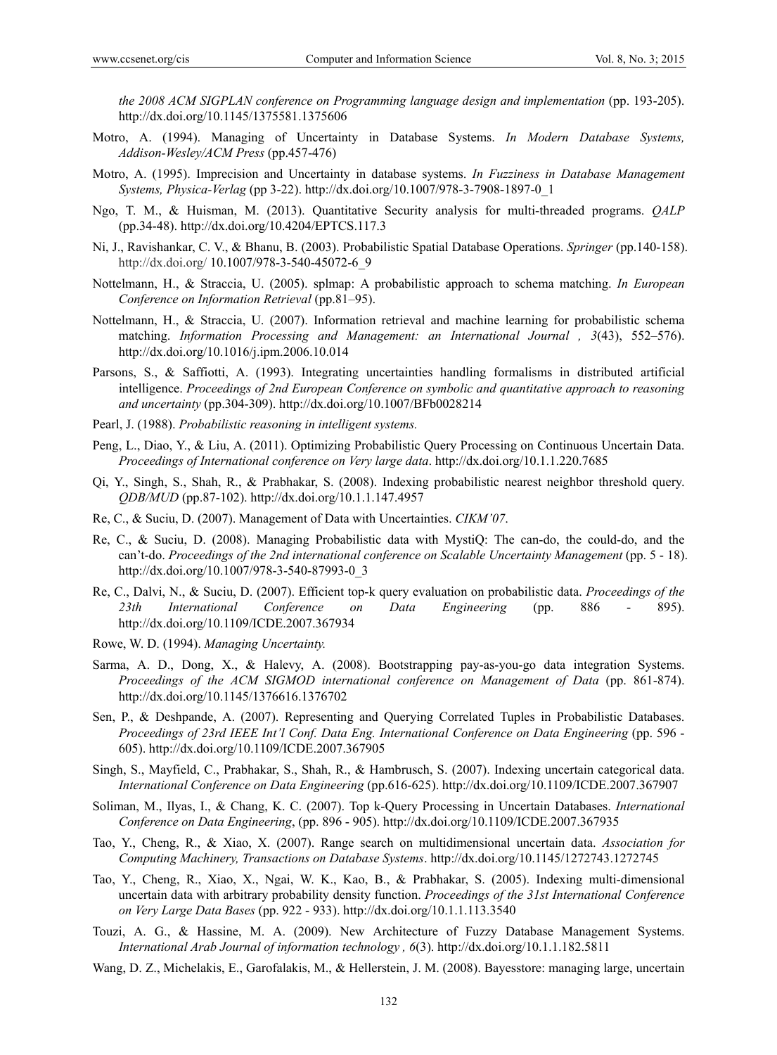*the 2008 ACM SIGPLAN conference on Programming language design and implementation* (pp. 193-205). http://dx.doi.org/10.1145/1375581.1375606

Motro, A. (1994). Managing of Uncertainty in Database Systems. *In Modern Database Systems, Addison-Wesley/ACM Press* (pp.457-476)

Motro, A. (1995). Imprecision and Uncertainty in database systems. *In Fuzziness in Database Management Systems, Physica-Verlag* (pp 3-22). http://dx.doi.org/10.1007/978-3-7908-1897-0_1

Ngo, T. M., & Huisman, M. (2013). Quantitative Security analysis for multi-threaded programs. *QALP* (pp.34-48). http://dx.doi.org/10.4204/EPTCS.117.3

Ni, J., Ravishankar, C. V., & Bhanu, B. (2003). Probabilistic Spatial Database Operations. *Springer* (pp.140-158). http://dx.doi.org/ 10.1007/978-3-540-45072-6_9

Nottelmann, H., & Straccia, U. (2005). splmap: A probabilistic approach to schema matching. *In European Conference on Information Retrieval* (pp.81–95).

Nottelmann, H., & Straccia, U. (2007). Information retrieval and machine learning for probabilistic schema matching. *Information Processing and Management: an International Journal , 3*(43), 552–576). http://dx.doi.org/10.1016/j.ipm.2006.10.014

Parsons, S., & Saffiotti, A. (1993). Integrating uncertainties handling formalisms in distributed artificial intelligence. *Proceedings of 2nd European Conference on symbolic and quantitative approach to reasoning and uncertainty* (pp.304-309). http://dx.doi.org/10.1007/BFb0028214

Pearl, J. (1988). *Probabilistic reasoning in intelligent systems.*

Peng, L., Diao, Y., & Liu, A. (2011). Optimizing Probabilistic Query Processing on Continuous Uncertain Data. *Proceedings of International conference on Very large data*. http://dx.doi.org/10.1.1.220.7685

Qi, Y., Singh, S., Shah, R., & Prabhakar, S. (2008). Indexing probabilistic nearest neighbor threshold query. *QDB/MUD* (pp.87-102). http://dx.doi.org/10.1.1.147.4957

Re, C., & Suciu, D. (2007). Management of Data with Uncertainties. *CIKM'07*.

Re, C., & Suciu, D. (2008). Managing Probabilistic data with MystiQ: The can-do, the could-do, and the can't-do. *Proceedings of the 2nd international conference on Scalable Uncertainty Management* (pp. 5 - 18). http://dx.doi.org/10.1007/978-3-540-87993-0_3

Re, C., Dalvi, N., & Suciu, D. (2007). Efficient top-k query evaluation on probabilistic data. *Proceedings of the 23th International Conference on Data Engineering* (pp. 886 - 895). http://dx.doi.org/10.1109/ICDE.2007.367934

Rowe, W. D. (1994). *Managing Uncertainty.*

Sarma, A. D., Dong, X., & Halevy, A. (2008). Bootstrapping pay-as-you-go data integration Systems. *Proceedings of the ACM SIGMOD international conference on Management of Data* (pp. 861-874). http://dx.doi.org/10.1145/1376616.1376702

Sen, P., & Deshpande, A. (2007). Representing and Querying Correlated Tuples in Probabilistic Databases. *Proceedings of 23rd IEEE Int'l Conf. Data Eng. International Conference on Data Engineering* (pp. 596 - 605). http://dx.doi.org/10.1109/ICDE.2007.367905

Singh, S., Mayfield, C., Prabhakar, S., Shah, R., & Hambrusch, S. (2007). Indexing uncertain categorical data. *International Conference on Data Engineering* (pp.616-625). http://dx.doi.org/10.1109/ICDE.2007.367907

Soliman, M., Ilyas, I., & Chang, K. C. (2007). Top k-Query Processing in Uncertain Databases. *International Conference on Data Engineering*, (pp. 896 - 905). http://dx.doi.org/10.1109/ICDE.2007.367935

Tao, Y., Cheng, R., & Xiao, X. (2007). Range search on multidimensional uncertain data. *Association for Computing Machinery, Transactions on Database Systems*. http://dx.doi.org/10.1145/1272743.1272745

Tao, Y., Cheng, R., Xiao, X., Ngai, W. K., Kao, B., & Prabhakar, S. (2005). Indexing multi-dimensional uncertain data with arbitrary probability density function. *Proceedings of the 31st International Conference on Very Large Data Bases* (pp. 922 - 933). http://dx.doi.org/10.1.1.113.3540

Touzi, A. G., & Hassine, M. A. (2009). New Architecture of Fuzzy Database Management Systems. *International Arab Journal of information technology , 6*(3). http://dx.doi.org/10.1.1.182.5811

Wang, D. Z., Michelakis, E., Garofalakis, M., & Hellerstein, J. M. (2008). Bayesstore: managing large, uncertain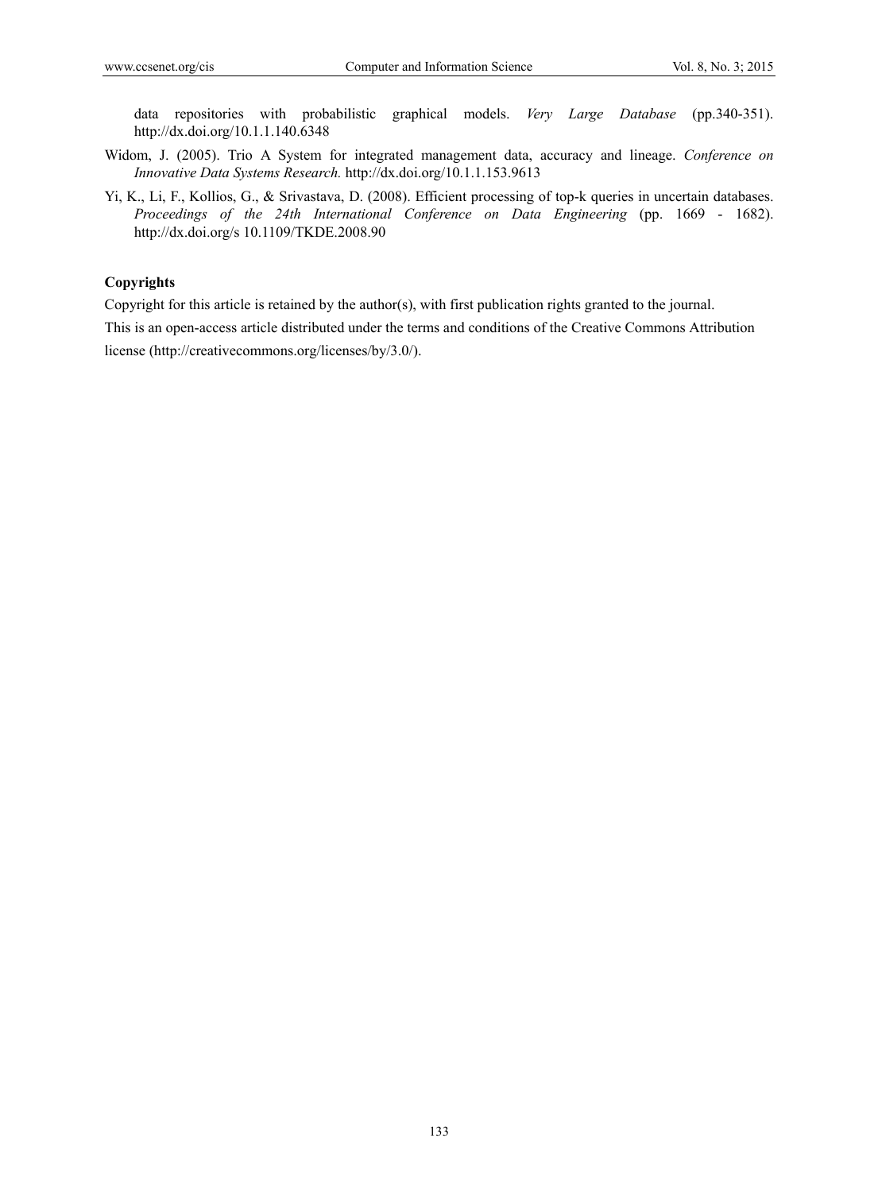data repositories with probabilistic graphical models. *Very Large Database* (pp.340-351). http://dx.doi.org/10.1.1.140.6348

Widom, J. (2005). Trio A System for integrated management data, accuracy and lineage. *Conference on Innovative Data Systems Research.* http://dx.doi.org/10.1.1.153.9613

Yi, K., Li, F., Kollios, G., & Srivastava, D. (2008). Efficient processing of top-k queries in uncertain databases. *Proceedings of the 24th International Conference on Data Engineering* (pp. 1669 - 1682). http://dx.doi.org/s 10.1109/TKDE.2008.90

**Copyrights**

Copyright for this article is retained by the author(s), with first publication rights granted to the journal.

This is an open-access article distributed under the terms and conditions of the Creative Commons Attribution license (http://creativecommons.org/licenses/by/3.0/).